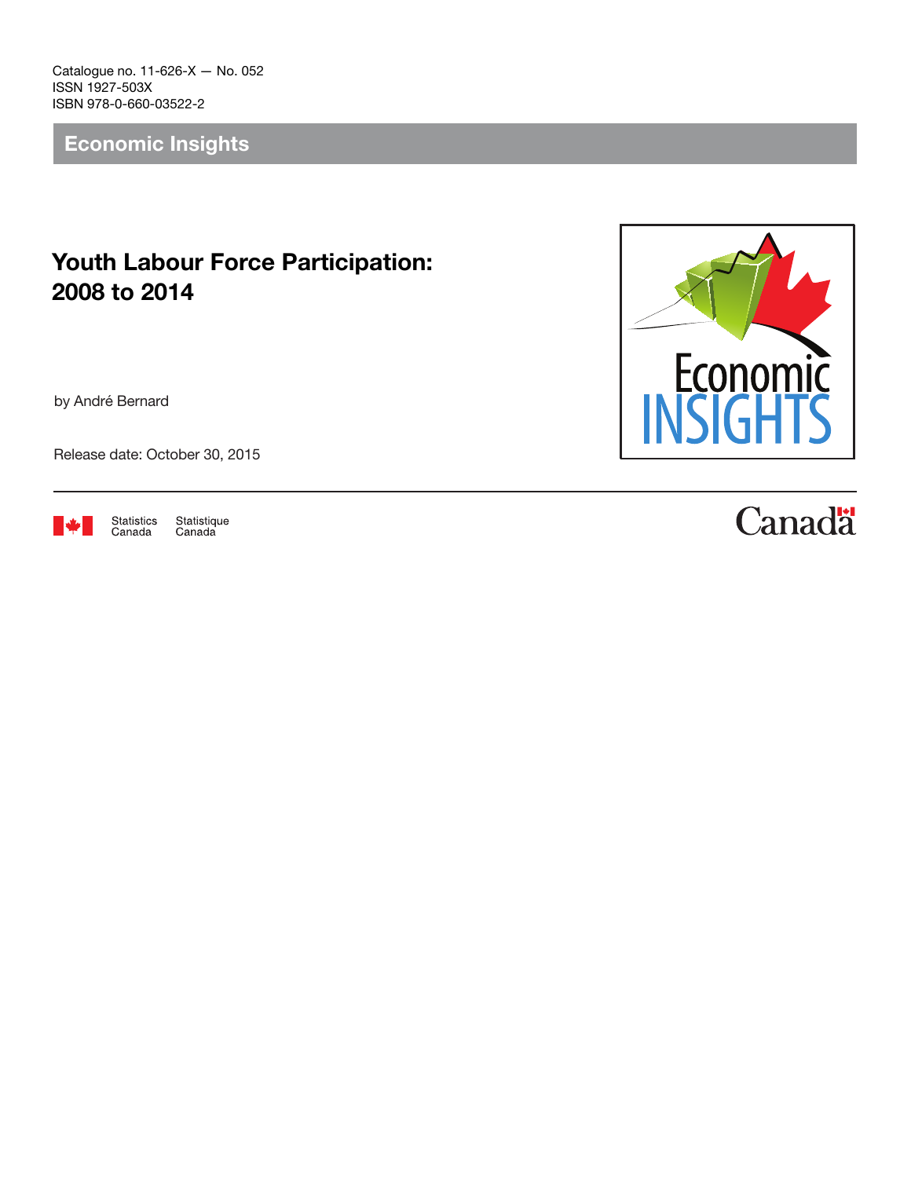Catalogue no. 11-626-X — No. 052
ISSN 1927-503X
ISBN 978-0-660-03522-2

**Economic Insights**

# Youth Labour Force Participation: 2008 to 2014

by André Bernard

Release date: October 30, 2015

Statistics Canada Statistique Canada

Canada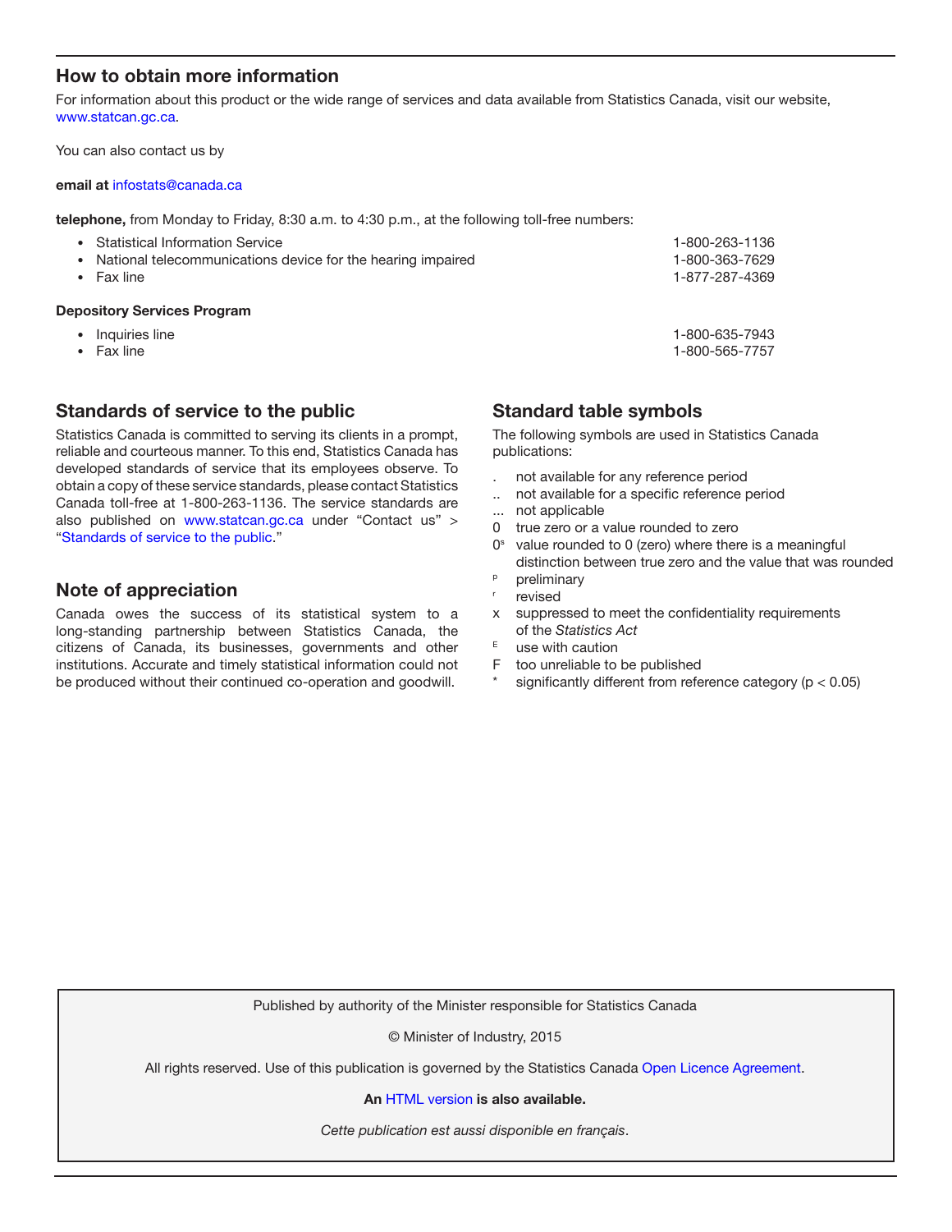## How to obtain more information

For information about this product or the wide range of services and data available from Statistics Canada, visit our website, www.statcan.gc.ca.

You can also contact us by

**email at** infostats@canada.ca

**telephone,** from Monday to Friday, 8:30 a.m. to 4:30 p.m., at the following toll-free numbers:

- Statistical Information Service 1-800-263-1136
- National telecommunications device for the hearing impaired 1-800-363-7629
- Fax line 1-877-287-4369

**Depository Services Program**

- Inquiries line 1-800-635-7943
- Fax line 1-800-565-7757

## Standards of service to the public

Statistics Canada is committed to serving its clients in a prompt, reliable and courteous manner. To this end, Statistics Canada has developed standards of service that its employees observe. To obtain a copy of these service standards, please contact Statistics Canada toll-free at 1-800-263-1136. The service standards are also published on www.statcan.gc.ca under "Contact us" > "Standards of service to the public."

## Note of appreciation

Canada owes the success of its statistical system to a long-standing partnership between Statistics Canada, the citizens of Canada, its businesses, governments and other institutions. Accurate and timely statistical information could not be produced without their continued co-operation and goodwill.

## Standard table symbols

The following symbols are used in Statistics Canada publications:

- . not available for any reference period
- .. not available for a specific reference period
- ... not applicable
- 0 true zero or a value rounded to zero
- 0^s value rounded to 0 (zero) where there is a meaningful distinction between true zero and the value that was rounded
- ^p preliminary
- ^r revised
- x suppressed to meet the confidentiality requirements of the *Statistics Act*
- ^E use with caution
- F too unreliable to be published
- * significantly different from reference category ($p < 0.05$)

Published by authority of the Minister responsible for Statistics Canada

© Minister of Industry, 2015

All rights reserved. Use of this publication is governed by the Statistics Canada Open Licence Agreement.

**An HTML version is also available.**

*Cette publication est aussi disponible en français*.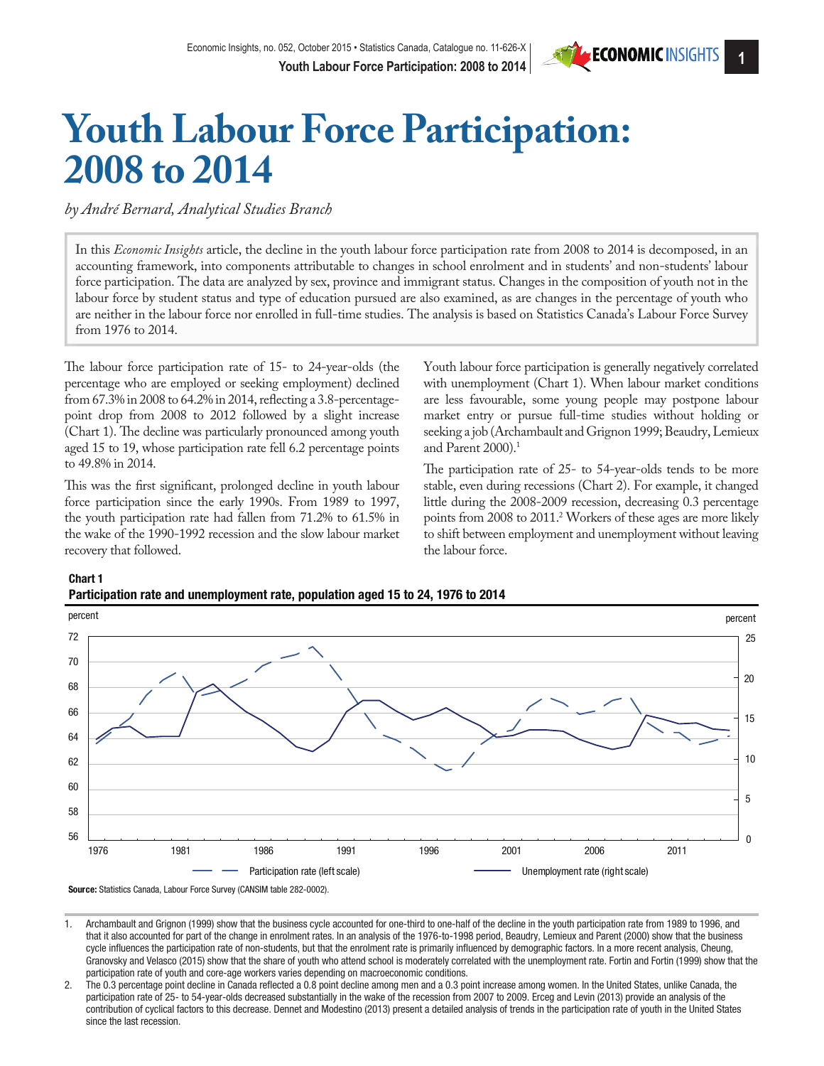# Youth Labour Force Participation: 2008 to 2014

*by André Bernard, Analytical Studies Branch*

In this *Economic Insights* article, the decline in the youth labour force participation rate from 2008 to 2014 is decomposed, in an accounting framework, into components attributable to changes in school enrolment and in students' and non-students' labour force participation. The data are analyzed by sex, province and immigrant status. Changes in the composition of youth not in the labour force by student status and type of education pursued are also examined, as are changes in the percentage of youth who are neither in the labour force nor enrolled in full-time studies. The analysis is based on Statistics Canada's Labour Force Survey from 1976 to 2014.

The labour force participation rate of 15- to 24-year-olds (the percentage who are employed or seeking employment) declined from 67.3% in 2008 to 64.2% in 2014, reflecting a 3.8-percentage-point drop from 2008 to 2012 followed by a slight increase (Chart 1). The decline was particularly pronounced among youth aged 15 to 19, whose participation rate fell 6.2 percentage points to 49.8% in 2014.

This was the first significant, prolonged decline in youth labour force participation since the early 1990s. From 1989 to 1997, the youth participation rate had fallen from 71.2% to 61.5% in the wake of the 1990-1992 recession and the slow labour market recovery that followed.

Youth labour force participation is generally negatively correlated with unemployment (Chart 1). When labour market conditions are less favourable, some young people may postpone labour market entry or pursue full-time studies without holding or seeking a job (Archambault and Grignon 1999; Beaudry, Lemieux and Parent 2000).[1]

The participation rate of 25- to 54-year-olds tends to be more stable, even during recessions (Chart 2). For example, it changed little during the 2008-2009 recession, decreasing 0.3 percentage points from 2008 to 2011.[2] Workers of these ages are more likely to shift between employment and unemployment without leaving the labour force.

**Chart 1**
**Participation rate and unemployment rate, population aged 15 to 24, 1976 to 2014**

Participation rate (left scale), Unemployment rate (right scale)

**Source:** Statistics Canada, Labour Force Survey (CANSIM table 282-0002).

1. Archambault and Grignon (1999) show that the business cycle accounted for one-third to one-half of the decline in the youth participation rate from 1989 to 1996, and that it also accounted for part of the change in enrolment rates. In an analysis of the 1976-to-1998 period, Beaudry, Lemieux and Parent (2000) show that the business cycle influences the participation rate of non-students, but that the enrolment rate is primarily influenced by demographic factors. In a more recent analysis, Cheung, Granovsky and Velasco (2015) show that the share of youth who attend school is moderately correlated with the unemployment rate. Fortin and Fortin (1999) show that the participation rate of youth and core-age workers varies depending on macroeconomic conditions.
2. The 0.3 percentage point decline in Canada reflected a 0.8 point decline among men and a 0.3 point increase among women. In the United States, unlike Canada, the participation rate of 25- to 54-year-olds decreased substantially in the wake of the recession from 2007 to 2009. Erceg and Levin (2013) provide an analysis of the contribution of cyclical factors to this decrease. Dennet and Modestino (2013) present a detailed analysis of trends in the participation rate of youth in the United States since the last recession.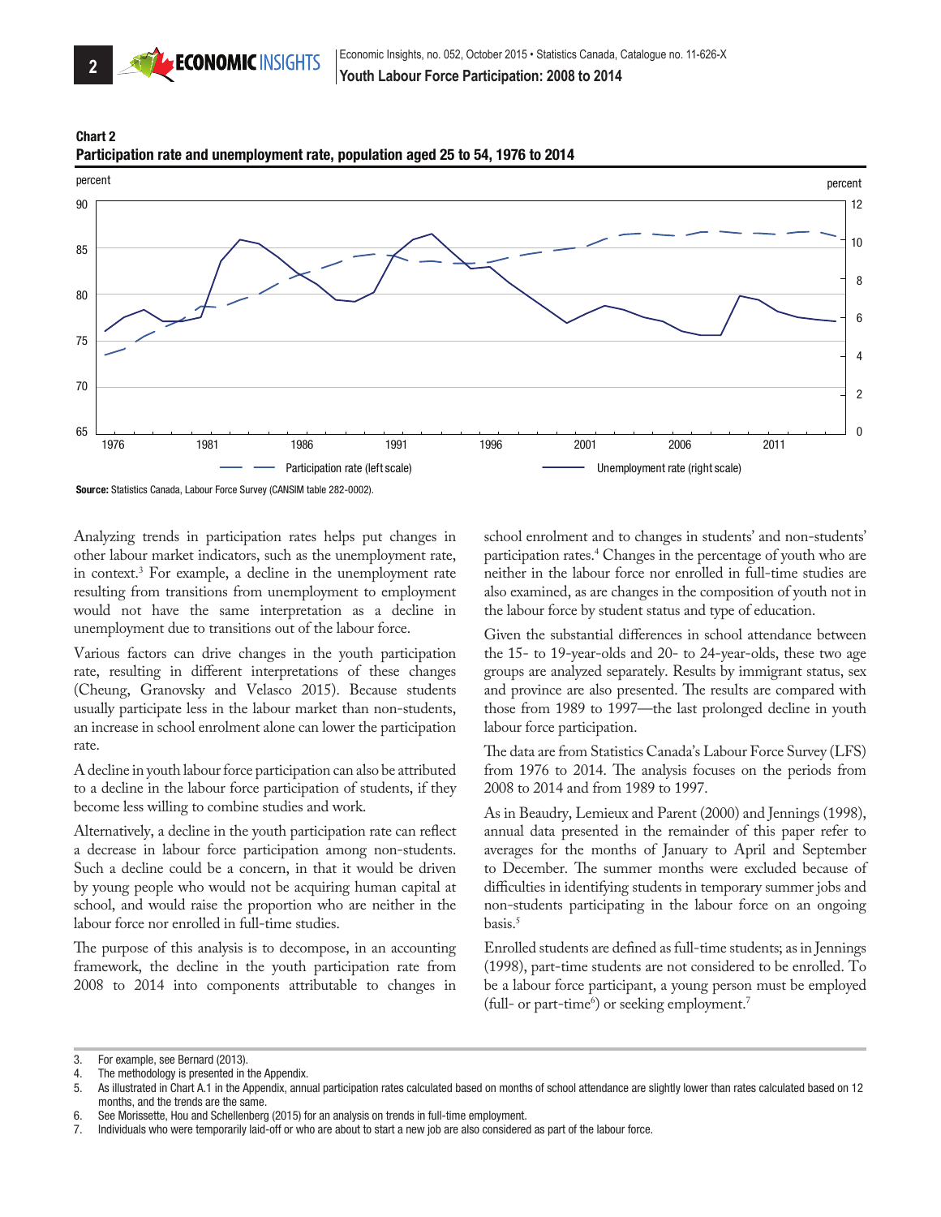**Chart 2**
**Participation rate and unemployment rate, population aged 25 to 54, 1976 to 2014**

**Source:** Statistics Canada, Labour Force Survey (CANSIM table 282-0002).

Analyzing trends in participation rates helps put changes in other labour market indicators, such as the unemployment rate, in context.[3] For example, a decline in the unemployment rate resulting from transitions from unemployment to employment would not have the same interpretation as a decline in unemployment due to transitions out of the labour force.

Various factors can drive changes in the youth participation rate, resulting in different interpretations of these changes (Cheung, Granovsky and Velasco 2015). Because students usually participate less in the labour market than non-students, an increase in school enrolment alone can lower the participation rate.

A decline in youth labour force participation can also be attributed to a decline in the labour force participation of students, if they become less willing to combine studies and work.

Alternatively, a decline in the youth participation rate can reflect a decrease in labour force participation among non-students. Such a decline could be a concern, in that it would be driven by young people who would not be acquiring human capital at school, and would raise the proportion who are neither in the labour force nor enrolled in full-time studies.

The purpose of this analysis is to decompose, in an accounting framework, the decline in the youth participation rate from 2008 to 2014 into components attributable to changes in school enrolment and to changes in students' and non-students' participation rates.[4] Changes in the percentage of youth who are neither in the labour force nor enrolled in full-time studies are also examined, as are changes in the composition of youth not in the labour force by student status and type of education.

Given the substantial differences in school attendance between the 15- to 19-year-olds and 20- to 24-year-olds, these two age groups are analyzed separately. Results by immigrant status, sex and province are also presented. The results are compared with those from 1989 to 1997—the last prolonged decline in youth labour force participation.

The data are from Statistics Canada's Labour Force Survey (LFS) from 1976 to 2014. The analysis focuses on the periods from 2008 to 2014 and from 1989 to 1997.

As in Beaudry, Lemieux and Parent (2000) and Jennings (1998), annual data presented in the remainder of this paper refer to averages for the months of January to April and September to December. The summer months were excluded because of difficulties in identifying students in temporary summer jobs and non-students participating in the labour force on an ongoing basis.[5]

Enrolled students are defined as full-time students; as in Jennings (1998), part-time students are not considered to be enrolled. To be a labour force participant, a young person must be employed (full- or part-time[6]) or seeking employment.[7]

---

3. For example, see Bernard (2013).
4. The methodology is presented in the Appendix.
5. As illustrated in Chart A.1 in the Appendix, annual participation rates calculated based on months of school attendance are slightly lower than rates calculated based on 12 months, and the trends are the same.
6. See Morissette, Hou and Schellenberg (2015) for an analysis on trends in full-time employment.
7. Individuals who were temporarily laid-off or who are about to start a new job are also considered as part of the labour force.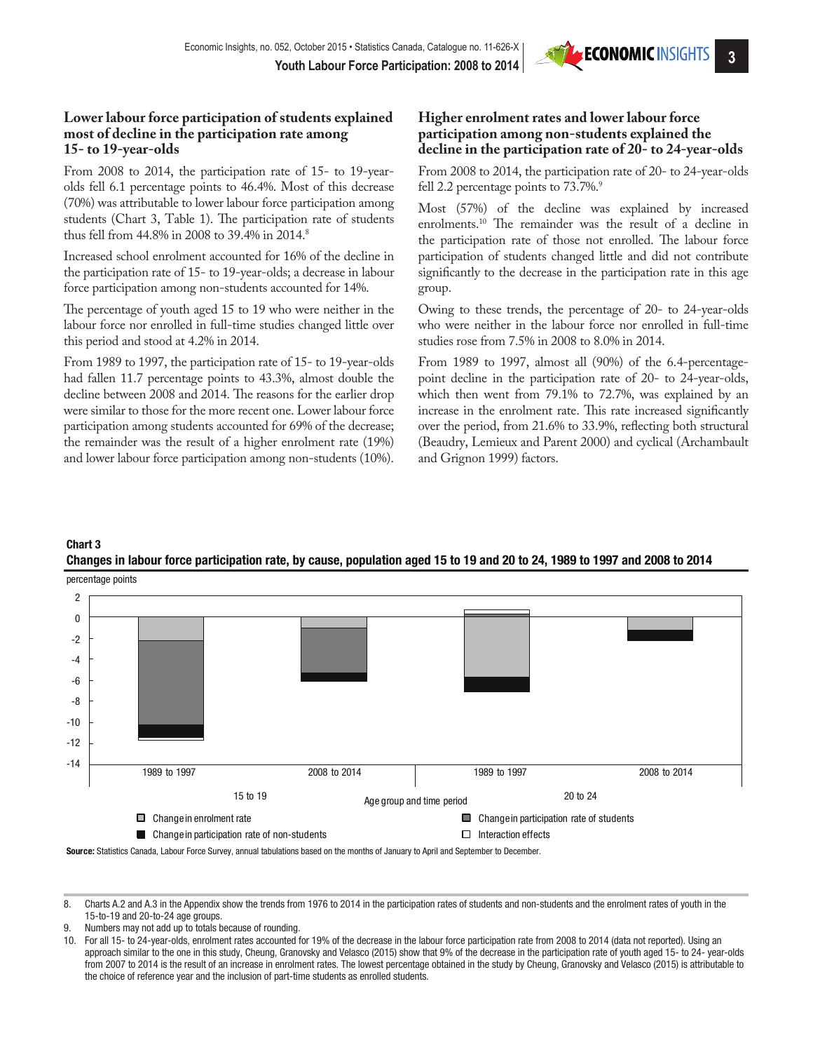## Lower labour force participation of students explained most of decline in the participation rate among 15- to 19-year-olds

From 2008 to 2014, the participation rate of 15- to 19-year-olds fell 6.1 percentage points to 46.4%. Most of this decrease (70%) was attributable to lower labour force participation among students (Chart 3, Table 1). The participation rate of students thus fell from 44.8% in 2008 to 39.4% in 2014.[8]

Increased school enrolment accounted for 16% of the decline in the participation rate of 15- to 19-year-olds; a decrease in labour force participation among non-students accounted for 14%.

The percentage of youth aged 15 to 19 who were neither in the labour force nor enrolled in full-time studies changed little over this period and stood at 4.2% in 2014.

From 1989 to 1997, the participation rate of 15- to 19-year-olds had fallen 11.7 percentage points to 43.3%, almost double the decline between 2008 and 2014. The reasons for the earlier drop were similar to those for the more recent one. Lower labour force participation among students accounted for 69% of the decrease; the remainder was the result of a higher enrolment rate (19%) and lower labour force participation among non-students (10%).

## Higher enrolment rates and lower labour force participation among non-students explained the decline in the participation rate of 20- to 24-year-olds

From 2008 to 2014, the participation rate of 20- to 24-year-olds fell 2.2 percentage points to 73.7%.[9]

Most (57%) of the decline was explained by increased enrolments.[10] The remainder was the result of a decline in the participation rate of those not enrolled. The labour force participation of students changed little and did not contribute significantly to the decrease in the participation rate in this age group.

Owing to these trends, the percentage of 20- to 24-year-olds who were neither in the labour force nor enrolled in full-time studies rose from 7.5% in 2008 to 8.0% in 2014.

From 1989 to 1997, almost all (90%) of the 6.4-percentage-point decline in the participation rate of 20- to 24-year-olds, which then went from 79.1% to 72.7%, was explained by an increase in the enrolment rate. This rate increased significantly over the period, from 21.6% to 33.9%, reflecting both structural (Beaudry, Lemieux and Parent 2000) and cyclical (Archambault and Grignon 1999) factors.

**Chart 3**
**Changes in labour force participation rate, by cause, population aged 15 to 19 and 20 to 24, 1989 to 1997 and 2008 to 2014**

percentage points

Age group and time period: 15 to 19 (1989 to 1997, 2008 to 2014); 20 to 24 (1989 to 1997, 2008 to 2014)

Legend: Change in enrolment rate; Change in participation rate of students; Change in participation rate of non-students; Interaction effects

**Source:** Statistics Canada, Labour Force Survey, annual tabulations based on the months of January to April and September to December.

---

8. Charts A.2 and A.3 in the Appendix show the trends from 1976 to 2014 in the participation rates of students and non-students and the enrolment rates of youth in the 15-to-19 and 20-to-24 age groups.
9. Numbers may not add up to totals because of rounding.
10. For all 15- to 24-year-olds, enrolment rates accounted for 19% of the decrease in the labour force participation rate from 2008 to 2014 (data not reported). Using an approach similar to the one in this study, Cheung, Granovsky and Velasco (2015) show that 9% of the decrease in the participation rate of youth aged 15- to 24- year-olds from 2007 to 2014 is the result of an increase in enrolment rates. The lowest percentage obtained in the study by Cheung, Granovsky and Velasco (2015) is attributable to the choice of reference year and the inclusion of part-time students as enrolled students.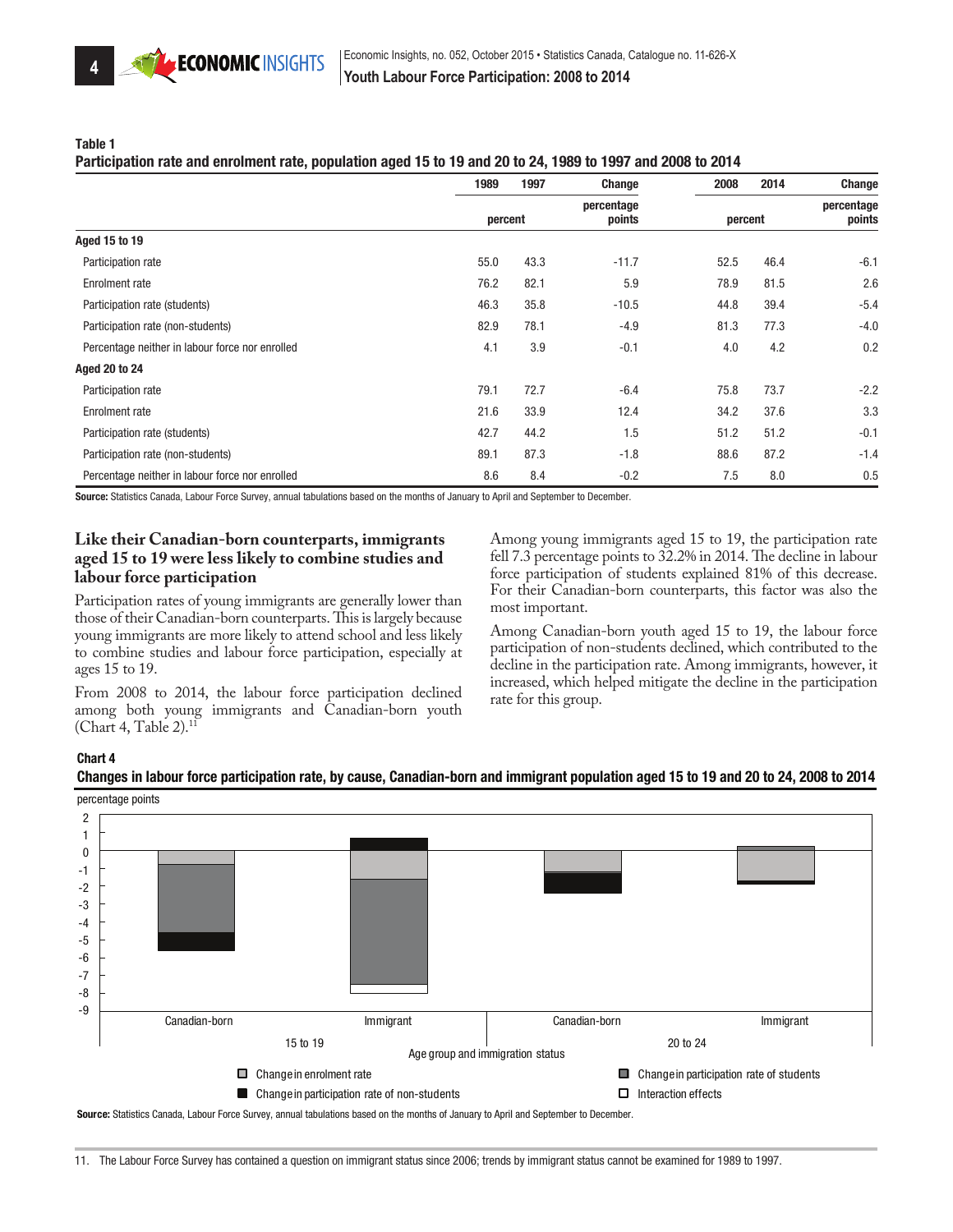**Table 1**
**Participation rate and enrolment rate, population aged 15 to 19 and 20 to 24, 1989 to 1997 and 2008 to 2014**

| | 1989 | 1997 | Change | 2008 | 2014 | Change |
|---|---|---|---|---|---|---|
| | percent | | percentage points | percent | | percentage points |
| **Aged 15 to 19** | | | | | | |
| Participation rate | 55.0 | 43.3 | -11.7 | 52.5 | 46.4 | -6.1 |
| Enrolment rate | 76.2 | 82.1 | 5.9 | 78.9 | 81.5 | 2.6 |
| Participation rate (students) | 46.3 | 35.8 | -10.5 | 44.8 | 39.4 | -5.4 |
| Participation rate (non-students) | 82.9 | 78.1 | -4.9 | 81.3 | 77.3 | -4.0 |
| Percentage neither in labour force nor enrolled | 4.1 | 3.9 | -0.1 | 4.0 | 4.2 | 0.2 |
| **Aged 20 to 24** | | | | | | |
| Participation rate | 79.1 | 72.7 | -6.4 | 75.8 | 73.7 | -2.2 |
| Enrolment rate | 21.6 | 33.9 | 12.4 | 34.2 | 37.6 | 3.3 |
| Participation rate (students) | 42.7 | 44.2 | 1.5 | 51.2 | 51.2 | -0.1 |
| Participation rate (non-students) | 89.1 | 87.3 | -1.8 | 88.6 | 87.2 | -1.4 |
| Percentage neither in labour force nor enrolled | 8.6 | 8.4 | -0.2 | 7.5 | 8.0 | 0.5 |

**Source:** Statistics Canada, Labour Force Survey, annual tabulations based on the months of January to April and September to December.

## Like their Canadian-born counterparts, immigrants aged 15 to 19 were less likely to combine studies and labour force participation

Participation rates of young immigrants are generally lower than those of their Canadian-born counterparts. This is largely because young immigrants are more likely to attend school and less likely to combine studies and labour force participation, especially at ages 15 to 19.

From 2008 to 2014, the labour force participation declined among both young immigrants and Canadian-born youth (Chart 4, Table 2).[11]

Among young immigrants aged 15 to 19, the participation rate fell 7.3 percentage points to 32.2% in 2014. The decline in labour force participation of students explained 81% of this decrease. For their Canadian-born counterparts, this factor was also the most important.

Among Canadian-born youth aged 15 to 19, the labour force participation of non-students declined, which contributed to the decline in the participation rate. Among immigrants, however, it increased, which helped mitigate the decline in the participation rate for this group.

**Chart 4**
**Changes in labour force participation rate, by cause, Canadian-born and immigrant population aged 15 to 19 and 20 to 24, 2008 to 2014**

**Source:** Statistics Canada, Labour Force Survey, annual tabulations based on the months of January to April and September to December.

11. The Labour Force Survey has contained a question on immigrant status since 2006; trends by immigrant status cannot be examined for 1989 to 1997.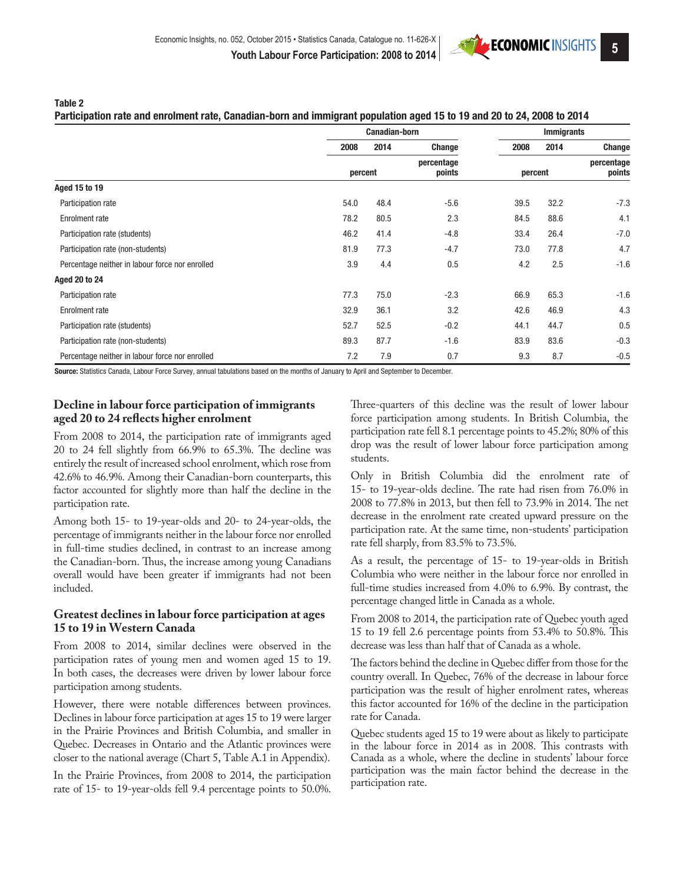**Table 2**
**Participation rate and enrolment rate, Canadian-born and immigrant population aged 15 to 19 and 20 to 24, 2008 to 2014**

| | Canadian-born | | | Immigrants | | |
|---|---|---|---|---|---|---|
| | 2008 | 2014 | Change | 2008 | 2014 | Change |
| | percent | | percentage points | percent | | percentage points |
| **Aged 15 to 19** | | | | | | |
| Participation rate | 54.0 | 48.4 | -5.6 | 39.5 | 32.2 | -7.3 |
| Enrolment rate | 78.2 | 80.5 | 2.3 | 84.5 | 88.6 | 4.1 |
| Participation rate (students) | 46.2 | 41.4 | -4.8 | 33.4 | 26.4 | -7.0 |
| Participation rate (non-students) | 81.9 | 77.3 | -4.7 | 73.0 | 77.8 | 4.7 |
| Percentage neither in labour force nor enrolled | 3.9 | 4.4 | 0.5 | 4.2 | 2.5 | -1.6 |
| **Aged 20 to 24** | | | | | | |
| Participation rate | 77.3 | 75.0 | -2.3 | 66.9 | 65.3 | -1.6 |
| Enrolment rate | 32.9 | 36.1 | 3.2 | 42.6 | 46.9 | 4.3 |
| Participation rate (students) | 52.7 | 52.5 | -0.2 | 44.1 | 44.7 | 0.5 |
| Participation rate (non-students) | 89.3 | 87.7 | -1.6 | 83.9 | 83.6 | -0.3 |
| Percentage neither in labour force nor enrolled | 7.2 | 7.9 | 0.7 | 9.3 | 8.7 | -0.5 |

**Source:** Statistics Canada, Labour Force Survey, annual tabulations based on the months of January to April and September to December.

## Decline in labour force participation of immigrants aged 20 to 24 reflects higher enrolment

From 2008 to 2014, the participation rate of immigrants aged 20 to 24 fell slightly from 66.9% to 65.3%. The decline was entirely the result of increased school enrolment, which rose from 42.6% to 46.9%. Among their Canadian-born counterparts, this factor accounted for slightly more than half the decline in the participation rate.

Among both 15- to 19-year-olds and 20- to 24-year-olds, the percentage of immigrants neither in the labour force nor enrolled in full-time studies declined, in contrast to an increase among the Canadian-born. Thus, the increase among young Canadians overall would have been greater if immigrants had not been included.

## Greatest declines in labour force participation at ages 15 to 19 in Western Canada

From 2008 to 2014, similar declines were observed in the participation rates of young men and women aged 15 to 19. In both cases, the decreases were driven by lower labour force participation among students.

However, there were notable differences between provinces. Declines in labour force participation at ages 15 to 19 were larger in the Prairie Provinces and British Columbia, and smaller in Quebec. Decreases in Ontario and the Atlantic provinces were closer to the national average (Chart 5, Table A.1 in Appendix).

In the Prairie Provinces, from 2008 to 2014, the participation rate of 15- to 19-year-olds fell 9.4 percentage points to 50.0%. Three-quarters of this decline was the result of lower labour force participation among students. In British Columbia, the participation rate fell 8.1 percentage points to 45.2%; 80% of this drop was the result of lower labour force participation among students.

Only in British Columbia did the enrolment rate of 15- to 19-year-olds decline. The rate had risen from 76.0% in 2008 to 77.8% in 2013, but then fell to 73.9% in 2014. The net decrease in the enrolment rate created upward pressure on the participation rate. At the same time, non-students' participation rate fell sharply, from 83.5% to 73.5%.

As a result, the percentage of 15- to 19-year-olds in British Columbia who were neither in the labour force nor enrolled in full-time studies increased from 4.0% to 6.9%. By contrast, the percentage changed little in Canada as a whole.

From 2008 to 2014, the participation rate of Quebec youth aged 15 to 19 fell 2.6 percentage points from 53.4% to 50.8%. This decrease was less than half that of Canada as a whole.

The factors behind the decline in Quebec differ from those for the country overall. In Quebec, 76% of the decrease in labour force participation was the result of higher enrolment rates, whereas this factor accounted for 16% of the decline in the participation rate for Canada.

Quebec students aged 15 to 19 were about as likely to participate in the labour force in 2014 as in 2008. This contrasts with Canada as a whole, where the decline in students' labour force participation was the main factor behind the decrease in the participation rate.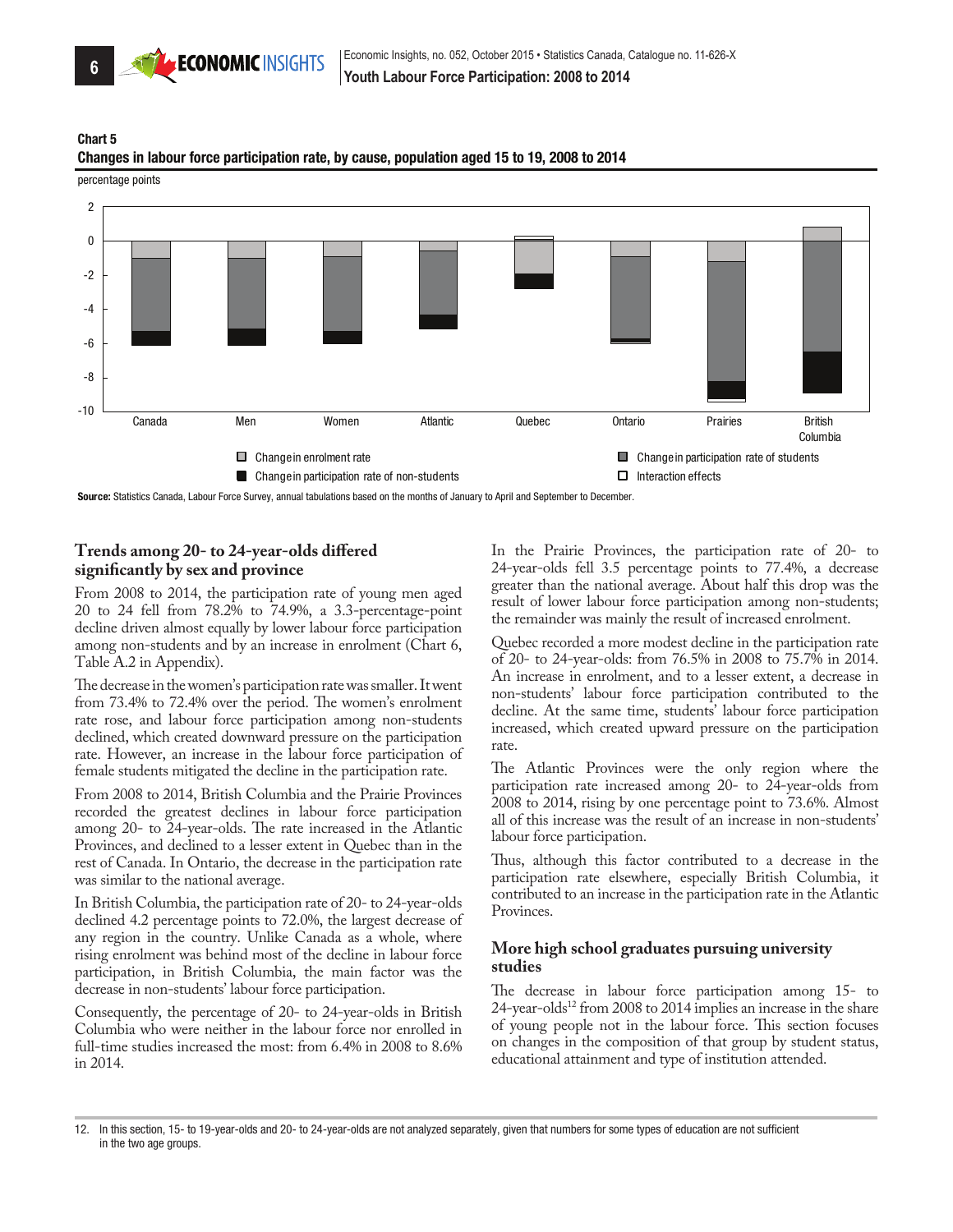**Chart 5**
**Changes in labour force participation rate, by cause, population aged 15 to 19, 2008 to 2014**

Source: Statistics Canada, Labour Force Survey, annual tabulations based on the months of January to April and September to December.

### Trends among 20- to 24-year-olds differed significantly by sex and province

From 2008 to 2014, the participation rate of young men aged 20 to 24 fell from 78.2% to 74.9%, a 3.3-percentage-point decline driven almost equally by lower labour force participation among non-students and by an increase in enrolment (Chart 6, Table A.2 in Appendix).

The decrease in the women's participation rate was smaller. It went from 73.4% to 72.4% over the period. The women's enrolment rate rose, and labour force participation among non-students declined, which created downward pressure on the participation rate. However, an increase in the labour force participation of female students mitigated the decline in the participation rate.

From 2008 to 2014, British Columbia and the Prairie Provinces recorded the greatest declines in labour force participation among 20- to 24-year-olds. The rate increased in the Atlantic Provinces, and declined to a lesser extent in Quebec than in the rest of Canada. In Ontario, the decrease in the participation rate was similar to the national average.

In British Columbia, the participation rate of 20- to 24-year-olds declined 4.2 percentage points to 72.0%, the largest decrease of any region in the country. Unlike Canada as a whole, where rising enrolment was behind most of the decline in labour force participation, in British Columbia, the main factor was the decrease in non-students' labour force participation.

Consequently, the percentage of 20- to 24-year-olds in British Columbia who were neither in the labour force nor enrolled in full-time studies increased the most: from 6.4% in 2008 to 8.6% in 2014.

In the Prairie Provinces, the participation rate of 20- to 24-year-olds fell 3.5 percentage points to 77.4%, a decrease greater than the national average. About half this drop was the result of lower labour force participation among non-students; the remainder was mainly the result of increased enrolment.

Quebec recorded a more modest decline in the participation rate of 20- to 24-year-olds: from 76.5% in 2008 to 75.7% in 2014. An increase in enrolment, and to a lesser extent, a decrease in non-students' labour force participation contributed to the decline. At the same time, students' labour force participation increased, which created upward pressure on the participation rate.

The Atlantic Provinces were the only region where the participation rate increased among 20- to 24-year-olds from 2008 to 2014, rising by one percentage point to 73.6%. Almost all of this increase was the result of an increase in non-students' labour force participation.

Thus, although this factor contributed to a decrease in the participation rate elsewhere, especially British Columbia, it contributed to an increase in the participation rate in the Atlantic Provinces.

### More high school graduates pursuing university studies

The decrease in labour force participation among 15- to 24-year-olds[12] from 2008 to 2014 implies an increase in the share of young people not in the labour force. This section focuses on changes in the composition of that group by student status, educational attainment and type of institution attended.

12. In this section, 15- to 19-year-olds and 20- to 24-year-olds are not analyzed separately, given that numbers for some types of education are not sufficient in the two age groups.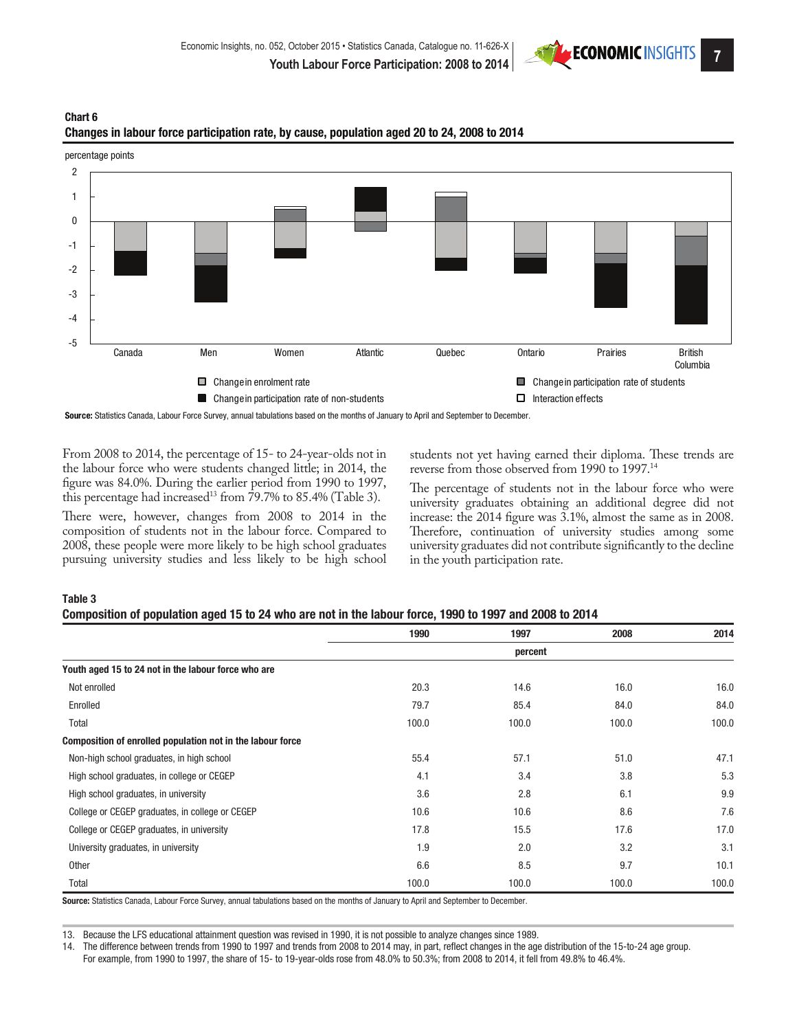**Chart 6**
**Changes in labour force participation rate, by cause, population aged 20 to 24, 2008 to 2014**

percentage points

Canada, Men, Women, Atlantic, Quebec, Ontario, Prairies, British Columbia

Change in enrolment rate; Change in participation rate of students; Change in participation rate of non-students; Interaction effects

**Source:** Statistics Canada, Labour Force Survey, annual tabulations based on the months of January to April and September to December.

From 2008 to 2014, the percentage of 15- to 24-year-olds not in the labour force who were students changed little; in 2014, the figure was 84.0%. During the earlier period from 1990 to 1997, this percentage had increased[13] from 79.7% to 85.4% (Table 3).

There were, however, changes from 2008 to 2014 in the composition of students not in the labour force. Compared to 2008, these people were more likely to be high school graduates pursuing university studies and less likely to be high school students not yet having earned their diploma. These trends are reverse from those observed from 1990 to 1997.[14]

The percentage of students not in the labour force who were university graduates obtaining an additional degree did not increase: the 2014 figure was 3.1%, almost the same as in 2008. Therefore, continuation of university studies among some university graduates did not contribute significantly to the decline in the youth participation rate.

**Table 3**
**Composition of population aged 15 to 24 who are not in the labour force, 1990 to 1997 and 2008 to 2014**

| | 1990 | 1997 | 2008 | 2014 |
|---|---|---|---|---|
| | percent | | | |
| **Youth aged 15 to 24 not in the labour force who are** | | | | |
| Not enrolled | 20.3 | 14.6 | 16.0 | 16.0 |
| Enrolled | 79.7 | 85.4 | 84.0 | 84.0 |
| Total | 100.0 | 100.0 | 100.0 | 100.0 |
| **Composition of enrolled population not in the labour force** | | | | |
| Non-high school graduates, in high school | 55.4 | 57.1 | 51.0 | 47.1 |
| High school graduates, in college or CEGEP | 4.1 | 3.4 | 3.8 | 5.3 |
| High school graduates, in university | 3.6 | 2.8 | 6.1 | 9.9 |
| College or CEGEP graduates, in college or CEGEP | 10.6 | 10.6 | 8.6 | 7.6 |
| College or CEGEP graduates, in university | 17.8 | 15.5 | 17.6 | 17.0 |
| University graduates, in university | 1.9 | 2.0 | 3.2 | 3.1 |
| Other | 6.6 | 8.5 | 9.7 | 10.1 |
| Total | 100.0 | 100.0 | 100.0 | 100.0 |

**Source:** Statistics Canada, Labour Force Survey, annual tabulations based on the months of January to April and September to December.

13. Because the LFS educational attainment question was revised in 1990, it is not possible to analyze changes since 1989.
14. The difference between trends from 1990 to 1997 and trends from 2008 to 2014 may, in part, reflect changes in the age distribution of the 15-to-24 age group. For example, from 1990 to 1997, the share of 15- to 19-year-olds rose from 48.0% to 50.3%; from 2008 to 2014, it fell from 49.8% to 46.4%.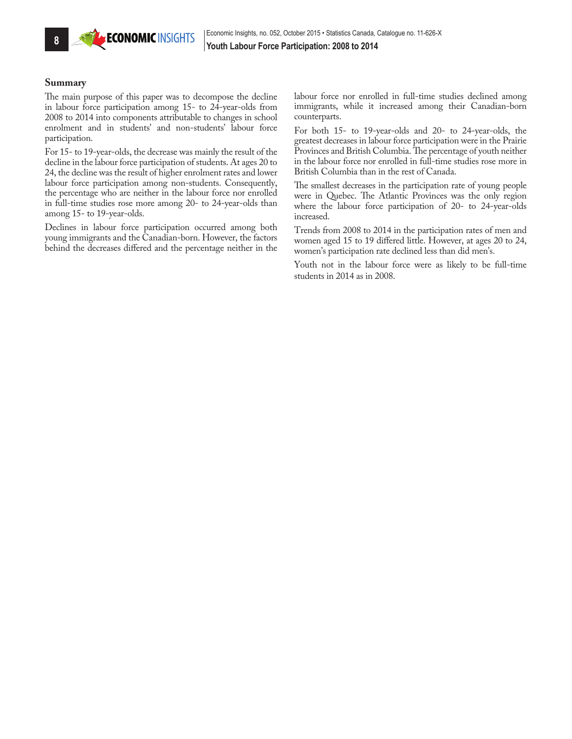## Summary

The main purpose of this paper was to decompose the decline in labour force participation among 15- to 24-year-olds from 2008 to 2014 into components attributable to changes in school enrolment and in students' and non-students' labour force participation.

For 15- to 19-year-olds, the decrease was mainly the result of the decline in the labour force participation of students. At ages 20 to 24, the decline was the result of higher enrolment rates and lower labour force participation among non-students. Consequently, the percentage who are neither in the labour force nor enrolled in full-time studies rose more among 20- to 24-year-olds than among 15- to 19-year-olds.

Declines in labour force participation occurred among both young immigrants and the Canadian-born. However, the factors behind the decreases differed and the percentage neither in the labour force nor enrolled in full-time studies declined among immigrants, while it increased among their Canadian-born counterparts.

For both 15- to 19-year-olds and 20- to 24-year-olds, the greatest decreases in labour force participation were in the Prairie Provinces and British Columbia. The percentage of youth neither in the labour force nor enrolled in full-time studies rose more in British Columbia than in the rest of Canada.

The smallest decreases in the participation rate of young people were in Quebec. The Atlantic Provinces was the only region where the labour force participation of 20- to 24-year-olds increased.

Trends from 2008 to 2014 in the participation rates of men and women aged 15 to 19 differed little. However, at ages 20 to 24, women's participation rate declined less than did men's.

Youth not in the labour force were as likely to be full-time students in 2014 as in 2008.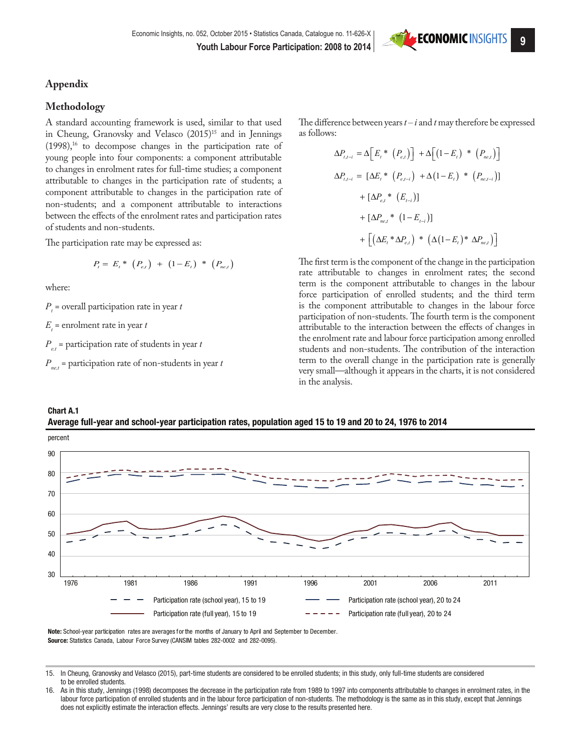## Appendix

### Methodology

A standard accounting framework is used, similar to that used in Cheung, Granovsky and Velasco (2015)[15] and in Jennings (1998),[16] to decompose changes in the participation rate of young people into four components: a component attributable to changes in enrolment rates for full-time studies; a component attributable to changes in the participation rate of students; a component attributable to changes in the participation rate of non-students; and a component attributable to interactions between the effects of the enrolment rates and participation rates of students and non-students.

The participation rate may be expressed as:

$$P_t = E_t * (P_{e,t}) + (1 - E_t) * (P_{ne,t})$$

where:

$P_t$ = overall participation rate in year $t$

$E_t$ = enrolment rate in year $t$

$P_{e,t}$ = participation rate of students in year $t$

$P_{ne,t}$ = participation rate of non-students in year $t$

The difference between years $t-i$ and $t$ may therefore be expressed as follows:

$$\Delta P_{t,t-i} = \Delta\left[E_t * (P_{e,t})\right] + \Delta\left[(1-E_t) * (P_{ne,t})\right]$$

$$\Delta P_{t,t-i} = [\Delta E_t * (P_{e,t-i}) + \Delta(1-E_t) * (P_{ne,t-i})]$$
$$+ [\Delta P_{e,t} * (E_{t-i})]$$
$$+ [\Delta P_{ne,t} * (1-E_{t-i})]$$
$$+ \left[(\Delta E_t * \Delta P_{e,t}) * (\Delta(1-E_t) * \Delta P_{ne,t})\right]$$

The first term is the component of the change in the participation rate attributable to changes in enrolment rates; the second term is the component attributable to changes in the labour force participation of enrolled students; and the third term is the component attributable to changes in the labour force participation of non-students. The fourth term is the component attributable to the interaction between the effects of changes in the enrolment rate and labour force participation among enrolled students and non-students. The contribution of the interaction term to the overall change in the participation rate is generally very small—although it appears in the charts, it is not considered in the analysis.

**Chart A.1**
**Average full-year and school-year participation rates, population aged 15 to 19 and 20 to 24, 1976 to 2014**

**Note:** School-year participation rates are averages for the months of January to April and September to December.
**Source:** Statistics Canada, Labour Force Survey (CANSIM tables 282-0002 and 282-0095).

15. In Cheung, Granovsky and Velasco (2015), part-time students are considered to be enrolled students; in this study, only full-time students are considered to be enrolled students.
16. As in this study, Jennings (1998) decomposes the decrease in the participation rate from 1989 to 1997 into components attributable to changes in enrolment rates, in the labour force participation of enrolled students and in the labour force participation of non-students. The methodology is the same as in this study, except that Jennings does not explicitly estimate the interaction effects. Jennings' results are very close to the results presented here.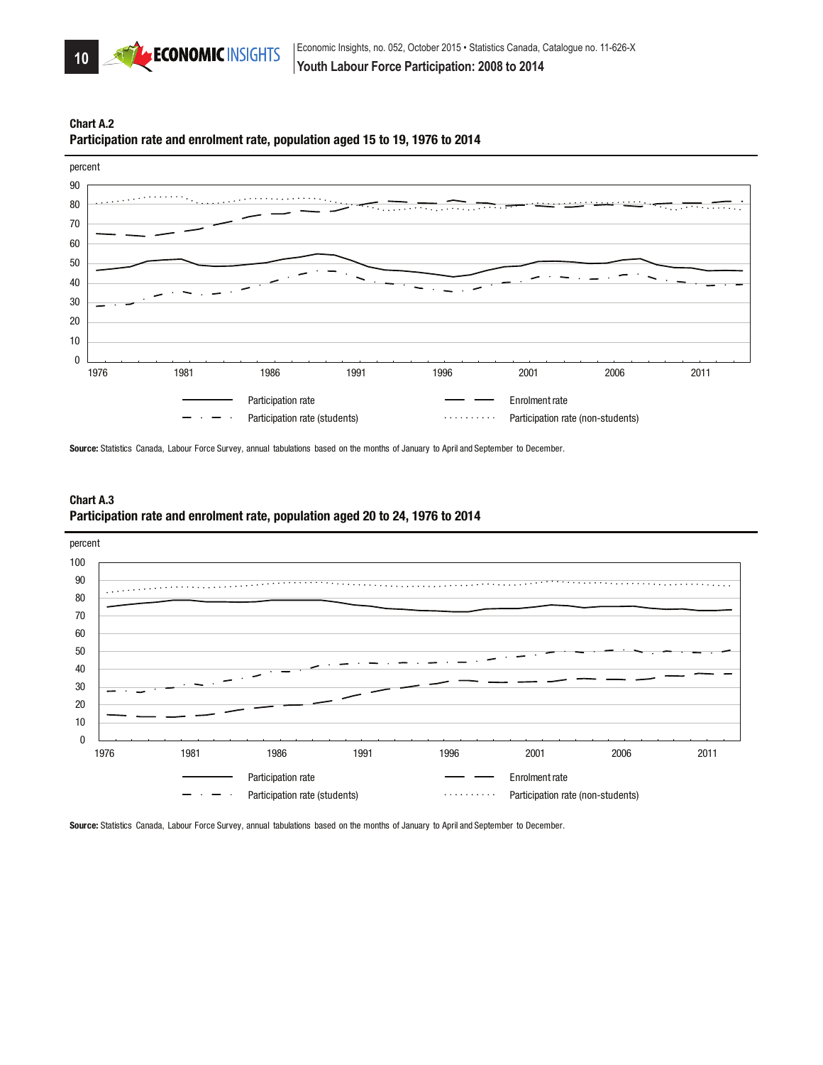**Chart A.2**
**Participation rate and enrolment rate, population aged 15 to 19, 1976 to 2014**

percent

Participation rate — Enrolment rate — Participation rate (students) — Participation rate (non-students)

**Source:** Statistics Canada, Labour Force Survey, annual tabulations based on the months of January to April and September to December.

**Chart A.3**
**Participation rate and enrolment rate, population aged 20 to 24, 1976 to 2014**

percent

Participation rate — Enrolment rate — Participation rate (students) — Participation rate (non-students)

**Source:** Statistics Canada, Labour Force Survey, annual tabulations based on the months of January to April and September to December.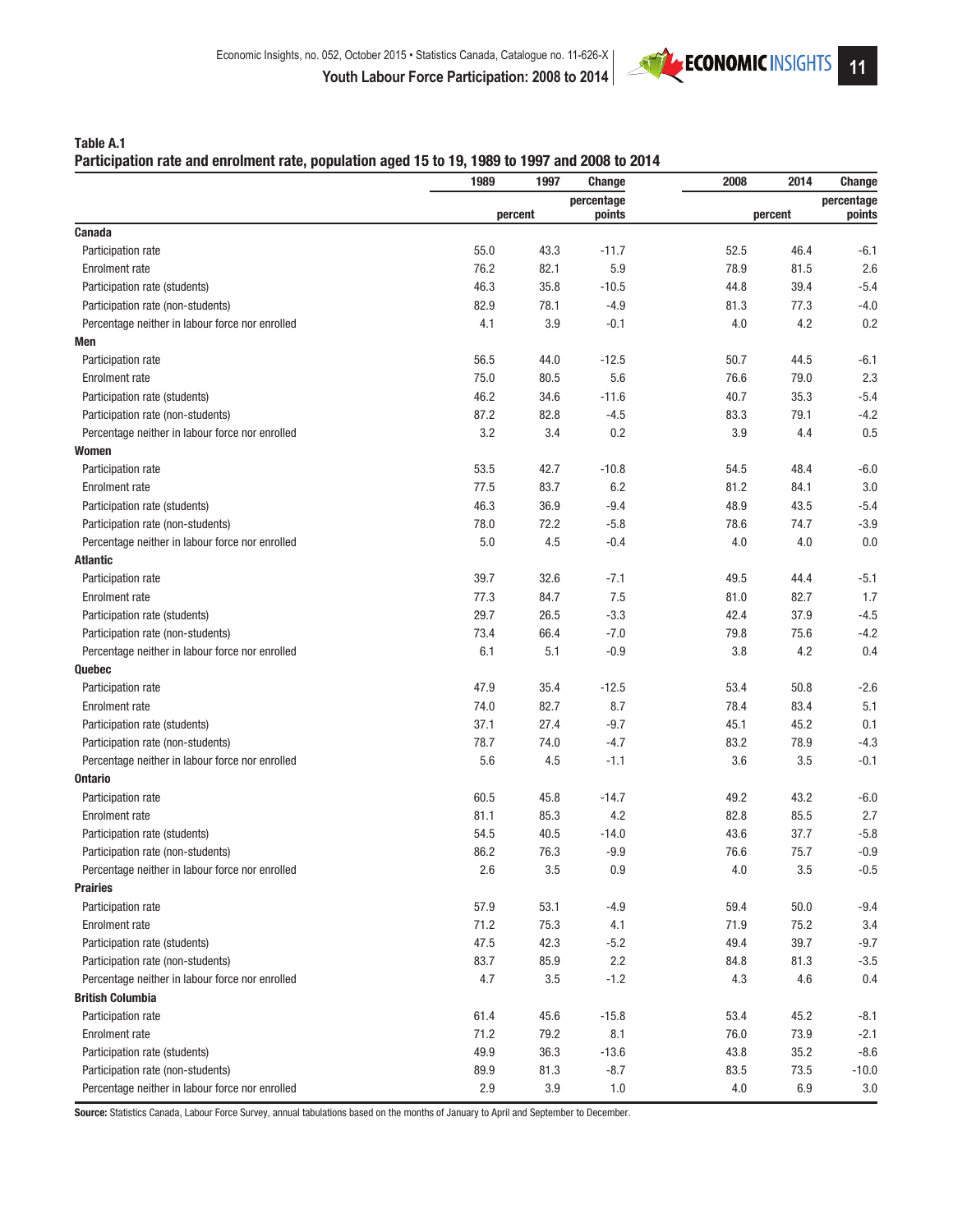**Table A.1**
**Participation rate and enrolment rate, population aged 15 to 19, 1989 to 1997 and 2008 to 2014**

| | 1989 | 1997 | Change | 2008 | 2014 | Change |
|---|---|---|---|---|---|---|
| | percent | | percentage points | percent | | percentage points |
| **Canada** | | | | | | |
| Participation rate | 55.0 | 43.3 | -11.7 | 52.5 | 46.4 | -6.1 |
| Enrolment rate | 76.2 | 82.1 | 5.9 | 78.9 | 81.5 | 2.6 |
| Participation rate (students) | 46.3 | 35.8 | -10.5 | 44.8 | 39.4 | -5.4 |
| Participation rate (non-students) | 82.9 | 78.1 | -4.9 | 81.3 | 77.3 | -4.0 |
| Percentage neither in labour force nor enrolled | 4.1 | 3.9 | -0.1 | 4.0 | 4.2 | 0.2 |
| **Men** | | | | | | |
| Participation rate | 56.5 | 44.0 | -12.5 | 50.7 | 44.5 | -6.1 |
| Enrolment rate | 75.0 | 80.5 | 5.6 | 76.6 | 79.0 | 2.3 |
| Participation rate (students) | 46.2 | 34.6 | -11.6 | 40.7 | 35.3 | -5.4 |
| Participation rate (non-students) | 87.2 | 82.8 | -4.5 | 83.3 | 79.1 | -4.2 |
| Percentage neither in labour force nor enrolled | 3.2 | 3.4 | 0.2 | 3.9 | 4.4 | 0.5 |
| **Women** | | | | | | |
| Participation rate | 53.5 | 42.7 | -10.8 | 54.5 | 48.4 | -6.0 |
| Enrolment rate | 77.5 | 83.7 | 6.2 | 81.2 | 84.1 | 3.0 |
| Participation rate (students) | 46.3 | 36.9 | -9.4 | 48.9 | 43.5 | -5.4 |
| Participation rate (non-students) | 78.0 | 72.2 | -5.8 | 78.6 | 74.7 | -3.9 |
| Percentage neither in labour force nor enrolled | 5.0 | 4.5 | -0.4 | 4.0 | 4.0 | 0.0 |
| **Atlantic** | | | | | | |
| Participation rate | 39.7 | 32.6 | -7.1 | 49.5 | 44.4 | -5.1 |
| Enrolment rate | 77.3 | 84.7 | 7.5 | 81.0 | 82.7 | 1.7 |
| Participation rate (students) | 29.7 | 26.5 | -3.3 | 42.4 | 37.9 | -4.5 |
| Participation rate (non-students) | 73.4 | 66.4 | -7.0 | 79.8 | 75.6 | -4.2 |
| Percentage neither in labour force nor enrolled | 6.1 | 5.1 | -0.9 | 3.8 | 4.2 | 0.4 |
| **Quebec** | | | | | | |
| Participation rate | 47.9 | 35.4 | -12.5 | 53.4 | 50.8 | -2.6 |
| Enrolment rate | 74.0 | 82.7 | 8.7 | 78.4 | 83.4 | 5.1 |
| Participation rate (students) | 37.1 | 27.4 | -9.7 | 45.1 | 45.2 | 0.1 |
| Participation rate (non-students) | 78.7 | 74.0 | -4.7 | 83.2 | 78.9 | -4.3 |
| Percentage neither in labour force nor enrolled | 5.6 | 4.5 | -1.1 | 3.6 | 3.5 | -0.1 |
| **Ontario** | | | | | | |
| Participation rate | 60.5 | 45.8 | -14.7 | 49.2 | 43.2 | -6.0 |
| Enrolment rate | 81.1 | 85.3 | 4.2 | 82.8 | 85.5 | 2.7 |
| Participation rate (students) | 54.5 | 40.5 | -14.0 | 43.6 | 37.7 | -5.8 |
| Participation rate (non-students) | 86.2 | 76.3 | -9.9 | 76.6 | 75.7 | -0.9 |
| Percentage neither in labour force nor enrolled | 2.6 | 3.5 | 0.9 | 4.0 | 3.5 | -0.5 |
| **Prairies** | | | | | | |
| Participation rate | 57.9 | 53.1 | -4.9 | 59.4 | 50.0 | -9.4 |
| Enrolment rate | 71.2 | 75.3 | 4.1 | 71.9 | 75.2 | 3.4 |
| Participation rate (students) | 47.5 | 42.3 | -5.2 | 49.4 | 39.7 | -9.7 |
| Participation rate (non-students) | 83.7 | 85.9 | 2.2 | 84.8 | 81.3 | -3.5 |
| Percentage neither in labour force nor enrolled | 4.7 | 3.5 | -1.2 | 4.3 | 4.6 | 0.4 |
| **British Columbia** | | | | | | |
| Participation rate | 61.4 | 45.6 | -15.8 | 53.4 | 45.2 | -8.1 |
| Enrolment rate | 71.2 | 79.2 | 8.1 | 76.0 | 73.9 | -2.1 |
| Participation rate (students) | 49.9 | 36.3 | -13.6 | 43.8 | 35.2 | -8.6 |
| Participation rate (non-students) | 89.9 | 81.3 | -8.7 | 83.5 | 73.5 | -10.0 |
| Percentage neither in labour force nor enrolled | 2.9 | 3.9 | 1.0 | 4.0 | 6.9 | 3.0 |

**Source:** Statistics Canada, Labour Force Survey, annual tabulations based on the months of January to April and September to December.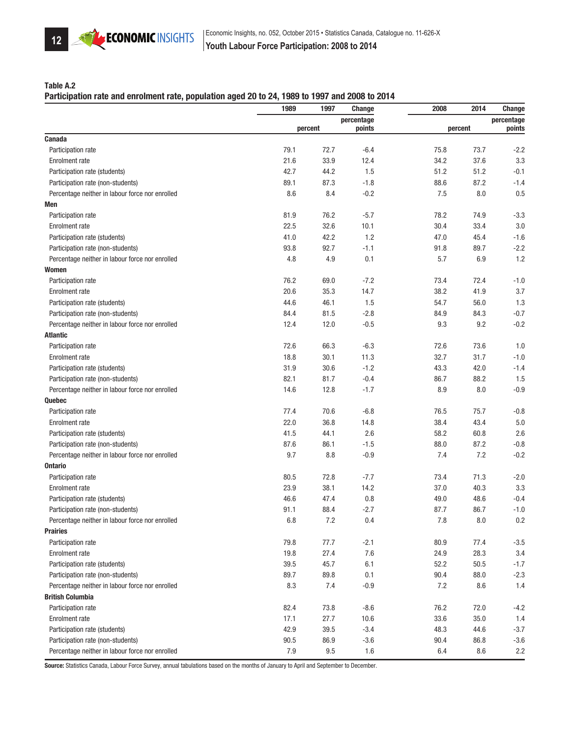**Table A.2**
**Participation rate and enrolment rate, population aged 20 to 24, 1989 to 1997 and 2008 to 2014**

| | 1989 | 1997 | Change | 2008 | 2014 | Change |
|---|---|---|---|---|---|---|
| | percent | | percentage points | percent | | percentage points |
| **Canada** | | | | | | |
| Participation rate | 79.1 | 72.7 | -6.4 | 75.8 | 73.7 | -2.2 |
| Enrolment rate | 21.6 | 33.9 | 12.4 | 34.2 | 37.6 | 3.3 |
| Participation rate (students) | 42.7 | 44.2 | 1.5 | 51.2 | 51.2 | -0.1 |
| Participation rate (non-students) | 89.1 | 87.3 | -1.8 | 88.6 | 87.2 | -1.4 |
| Percentage neither in labour force nor enrolled | 8.6 | 8.4 | -0.2 | 7.5 | 8.0 | 0.5 |
| **Men** | | | | | | |
| Participation rate | 81.9 | 76.2 | -5.7 | 78.2 | 74.9 | -3.3 |
| Enrolment rate | 22.5 | 32.6 | 10.1 | 30.4 | 33.4 | 3.0 |
| Participation rate (students) | 41.0 | 42.2 | 1.2 | 47.0 | 45.4 | -1.6 |
| Participation rate (non-students) | 93.8 | 92.7 | -1.1 | 91.8 | 89.7 | -2.2 |
| Percentage neither in labour force nor enrolled | 4.8 | 4.9 | 0.1 | 5.7 | 6.9 | 1.2 |
| **Women** | | | | | | |
| Participation rate | 76.2 | 69.0 | -7.2 | 73.4 | 72.4 | -1.0 |
| Enrolment rate | 20.6 | 35.3 | 14.7 | 38.2 | 41.9 | 3.7 |
| Participation rate (students) | 44.6 | 46.1 | 1.5 | 54.7 | 56.0 | 1.3 |
| Participation rate (non-students) | 84.4 | 81.5 | -2.8 | 84.9 | 84.3 | -0.7 |
| Percentage neither in labour force nor enrolled | 12.4 | 12.0 | -0.5 | 9.3 | 9.2 | -0.2 |
| **Atlantic** | | | | | | |
| Participation rate | 72.6 | 66.3 | -6.3 | 72.6 | 73.6 | 1.0 |
| Enrolment rate | 18.8 | 30.1 | 11.3 | 32.7 | 31.7 | -1.0 |
| Participation rate (students) | 31.9 | 30.6 | -1.2 | 43.3 | 42.0 | -1.4 |
| Participation rate (non-students) | 82.1 | 81.7 | -0.4 | 86.7 | 88.2 | 1.5 |
| Percentage neither in labour force nor enrolled | 14.6 | 12.8 | -1.7 | 8.9 | 8.0 | -0.9 |
| **Quebec** | | | | | | |
| Participation rate | 77.4 | 70.6 | -6.8 | 76.5 | 75.7 | -0.8 |
| Enrolment rate | 22.0 | 36.8 | 14.8 | 38.4 | 43.4 | 5.0 |
| Participation rate (students) | 41.5 | 44.1 | 2.6 | 58.2 | 60.8 | 2.6 |
| Participation rate (non-students) | 87.6 | 86.1 | -1.5 | 88.0 | 87.2 | -0.8 |
| Percentage neither in labour force nor enrolled | 9.7 | 8.8 | -0.9 | 7.4 | 7.2 | -0.2 |
| **Ontario** | | | | | | |
| Participation rate | 80.5 | 72.8 | -7.7 | 73.4 | 71.3 | -2.0 |
| Enrolment rate | 23.9 | 38.1 | 14.2 | 37.0 | 40.3 | 3.3 |
| Participation rate (students) | 46.6 | 47.4 | 0.8 | 49.0 | 48.6 | -0.4 |
| Participation rate (non-students) | 91.1 | 88.4 | -2.7 | 87.7 | 86.7 | -1.0 |
| Percentage neither in labour force nor enrolled | 6.8 | 7.2 | 0.4 | 7.8 | 8.0 | 0.2 |
| **Prairies** | | | | | | |
| Participation rate | 79.8 | 77.7 | -2.1 | 80.9 | 77.4 | -3.5 |
| Enrolment rate | 19.8 | 27.4 | 7.6 | 24.9 | 28.3 | 3.4 |
| Participation rate (students) | 39.5 | 45.7 | 6.1 | 52.2 | 50.5 | -1.7 |
| Participation rate (non-students) | 89.7 | 89.8 | 0.1 | 90.4 | 88.0 | -2.3 |
| Percentage neither in labour force nor enrolled | 8.3 | 7.4 | -0.9 | 7.2 | 8.6 | 1.4 |
| **British Columbia** | | | | | | |
| Participation rate | 82.4 | 73.8 | -8.6 | 76.2 | 72.0 | -4.2 |
| Enrolment rate | 17.1 | 27.7 | 10.6 | 33.6 | 35.0 | 1.4 |
| Participation rate (students) | 42.9 | 39.5 | -3.4 | 48.3 | 44.6 | -3.7 |
| Participation rate (non-students) | 90.5 | 86.9 | -3.6 | 90.4 | 86.8 | -3.6 |
| Percentage neither in labour force nor enrolled | 7.9 | 9.5 | 1.6 | 6.4 | 8.6 | 2.2 |

**Source:** Statistics Canada, Labour Force Survey, annual tabulations based on the months of January to April and September to December.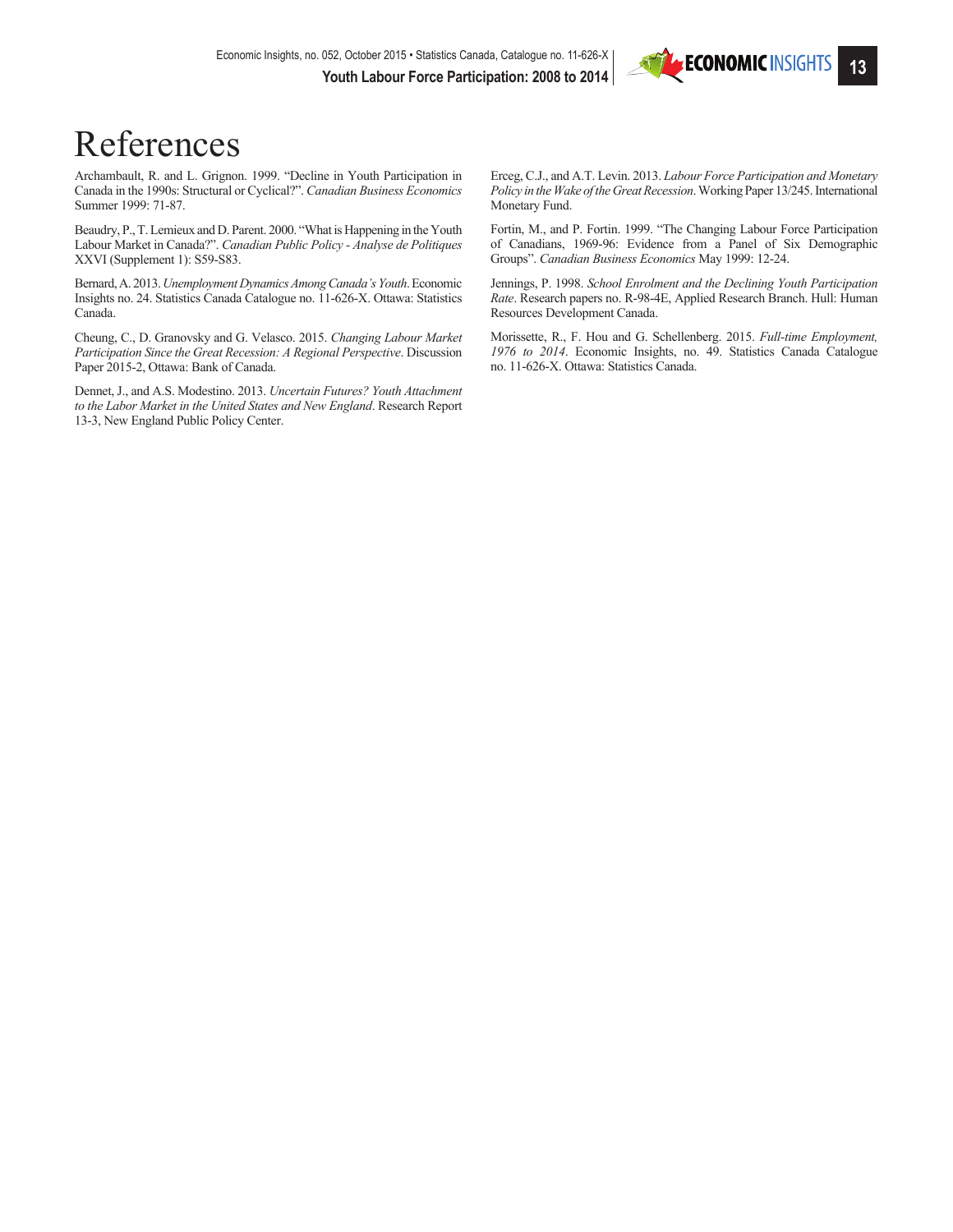# References

Archambault, R. and L. Grignon. 1999. "Decline in Youth Participation in Canada in the 1990s: Structural or Cyclical?". *Canadian Business Economics* Summer 1999: 71-87.

Beaudry, P., T. Lemieux and D. Parent. 2000. "What is Happening in the Youth Labour Market in Canada?". *Canadian Public Policy - Analyse de Politiques* XXVI (Supplement 1): S59-S83.

Bernard, A. 2013. *Unemployment Dynamics Among Canada's Youth*. Economic Insights no. 24. Statistics Canada Catalogue no. 11-626-X. Ottawa: Statistics Canada.

Cheung, C., D. Granovsky and G. Velasco. 2015. *Changing Labour Market Participation Since the Great Recession: A Regional Perspective*. Discussion Paper 2015-2, Ottawa: Bank of Canada.

Dennet, J., and A.S. Modestino. 2013. *Uncertain Futures? Youth Attachment to the Labor Market in the United States and New England*. Research Report 13-3, New England Public Policy Center.

Erceg, C.J., and A.T. Levin. 2013. *Labour Force Participation and Monetary Policy in the Wake of the Great Recession*. Working Paper 13/245. International Monetary Fund.

Fortin, M., and P. Fortin. 1999. "The Changing Labour Force Participation of Canadians, 1969-96: Evidence from a Panel of Six Demographic Groups". *Canadian Business Economics* May 1999: 12-24.

Jennings, P. 1998. *School Enrolment and the Declining Youth Participation Rate*. Research papers no. R-98-4E, Applied Research Branch. Hull: Human Resources Development Canada.

Morissette, R., F. Hou and G. Schellenberg. 2015. *Full-time Employment, 1976 to 2014*. Economic Insights, no. 49. Statistics Canada Catalogue no. 11-626-X. Ottawa: Statistics Canada.